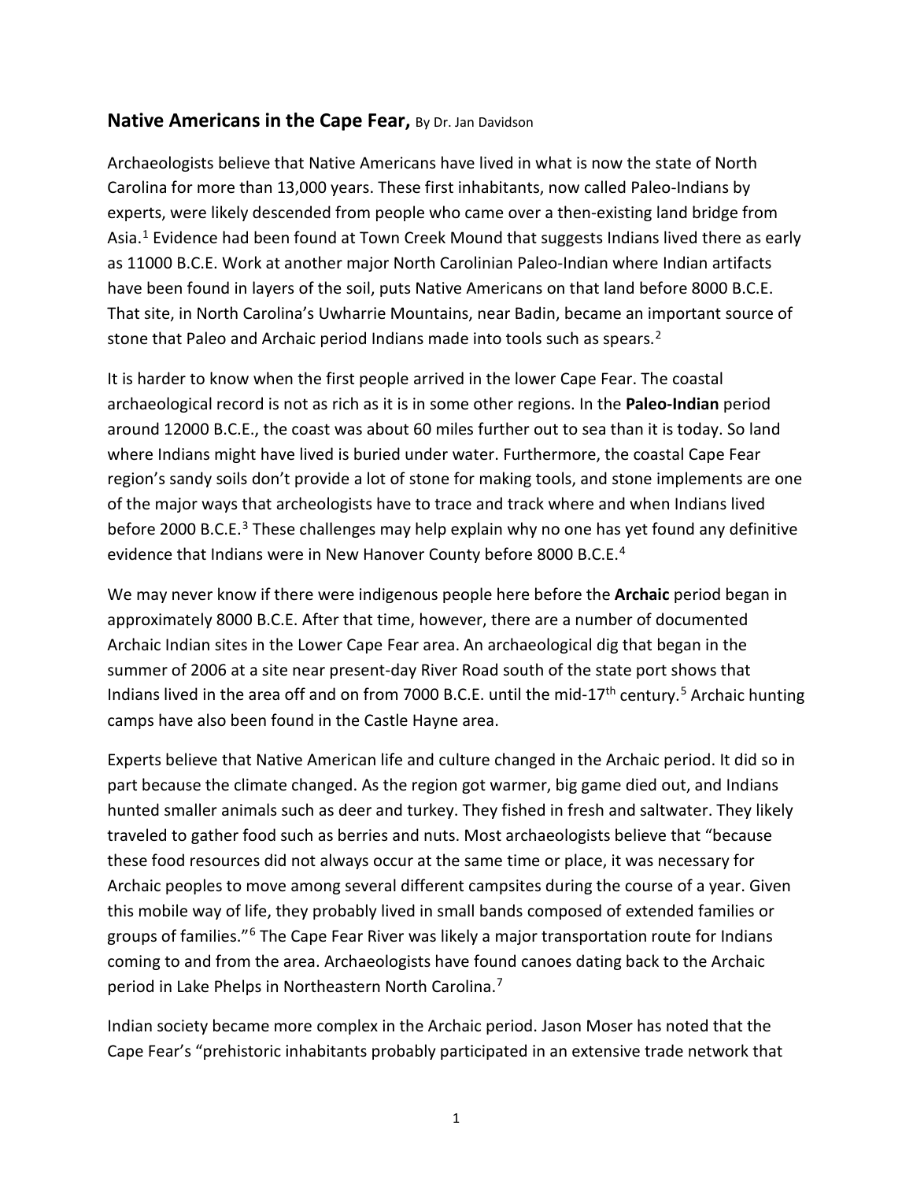## **Native Americans in the Cape Fear,** By Dr. Jan Davidson

Archaeologists believe that Native Americans have lived in what is now the state of North Carolina for more than 13,000 years. These first inhabitants, now called Paleo-Indians by experts, were likely descended from people who came over a then-existing land bridge from Asia.[1] Evidence had been found at Town Creek Mound that suggests Indians lived there as early as 11000 B.C.E. Work at another major North Carolinian Paleo-Indian where Indian artifacts have been found in layers of the soil, puts Native Americans on that land before 8000 B.C.E. That site, in North Carolina's Uwharrie Mountains, near Badin, became an important source of stone that Paleo and Archaic period Indians made into tools such as spears.[2]

It is harder to know when the first people arrived in the lower Cape Fear. The coastal archaeological record is not as rich as it is in some other regions. In the **Paleo-Indian** period around 12000 B.C.E., the coast was about 60 miles further out to sea than it is today. So land where Indians might have lived is buried under water. Furthermore, the coastal Cape Fear region's sandy soils don't provide a lot of stone for making tools, and stone implements are one of the major ways that archeologists have to trace and track where and when Indians lived before 2000 B.C.E.[3] These challenges may help explain why no one has yet found any definitive evidence that Indians were in New Hanover County before 8000 B.C.E.[4]

We may never know if there were indigenous people here before the **Archaic** period began in approximately 8000 B.C.E. After that time, however, there are a number of documented Archaic Indian sites in the Lower Cape Fear area. An archaeological dig that began in the summer of 2006 at a site near present-day River Road south of the state port shows that Indians lived in the area off and on from 7000 B.C.E. until the mid-17th century.[5] Archaic hunting camps have also been found in the Castle Hayne area.

Experts believe that Native American life and culture changed in the Archaic period. It did so in part because the climate changed. As the region got warmer, big game died out, and Indians hunted smaller animals such as deer and turkey. They fished in fresh and saltwater. They likely traveled to gather food such as berries and nuts. Most archaeologists believe that "because these food resources did not always occur at the same time or place, it was necessary for Archaic peoples to move among several different campsites during the course of a year. Given this mobile way of life, they probably lived in small bands composed of extended families or groups of families."[6] The Cape Fear River was likely a major transportation route for Indians coming to and from the area. Archaeologists have found canoes dating back to the Archaic period in Lake Phelps in Northeastern North Carolina.[7]

Indian society became more complex in the Archaic period. Jason Moser has noted that the Cape Fear's "prehistoric inhabitants probably participated in an extensive trade network that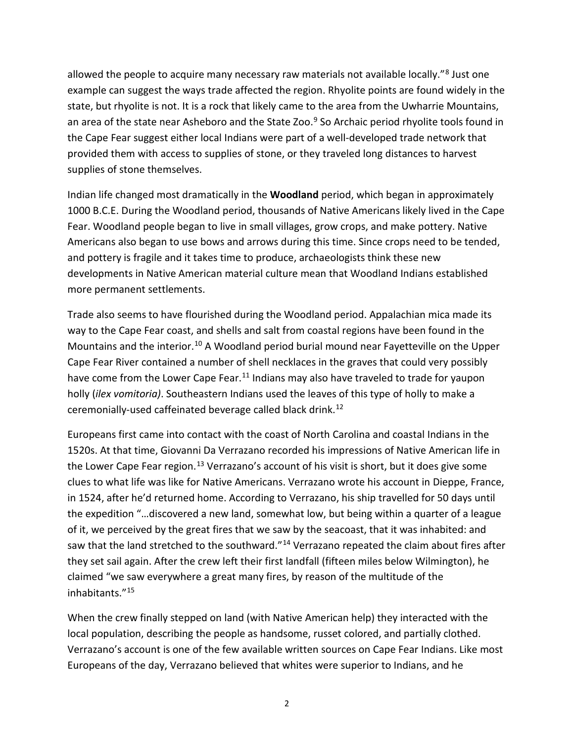allowed the people to acquire many necessary raw materials not available locally."[8] Just one example can suggest the ways trade affected the region. Rhyolite points are found widely in the state, but rhyolite is not. It is a rock that likely came to the area from the Uwharrie Mountains, an area of the state near Asheboro and the State Zoo.[9] So Archaic period rhyolite tools found in the Cape Fear suggest either local Indians were part of a well-developed trade network that provided them with access to supplies of stone, or they traveled long distances to harvest supplies of stone themselves.

Indian life changed most dramatically in the **Woodland** period, which began in approximately 1000 B.C.E. During the Woodland period, thousands of Native Americans likely lived in the Cape Fear. Woodland people began to live in small villages, grow crops, and make pottery. Native Americans also began to use bows and arrows during this time. Since crops need to be tended, and pottery is fragile and it takes time to produce, archaeologists think these new developments in Native American material culture mean that Woodland Indians established more permanent settlements.

Trade also seems to have flourished during the Woodland period. Appalachian mica made its way to the Cape Fear coast, and shells and salt from coastal regions have been found in the Mountains and the interior.[10] A Woodland period burial mound near Fayetteville on the Upper Cape Fear River contained a number of shell necklaces in the graves that could very possibly have come from the Lower Cape Fear.[11] Indians may also have traveled to trade for yaupon holly (*ilex vomitoria)*. Southeastern Indians used the leaves of this type of holly to make a ceremonially-used caffeinated beverage called black drink.[12]

Europeans first came into contact with the coast of North Carolina and coastal Indians in the 1520s. At that time, Giovanni Da Verrazano recorded his impressions of Native American life in the Lower Cape Fear region.[13] Verrazano's account of his visit is short, but it does give some clues to what life was like for Native Americans. Verrazano wrote his account in Dieppe, France, in 1524, after he'd returned home. According to Verrazano, his ship travelled for 50 days until the expedition "…discovered a new land, somewhat low, but being within a quarter of a league of it, we perceived by the great fires that we saw by the seacoast, that it was inhabited: and saw that the land stretched to the southward."[14] Verrazano repeated the claim about fires after they set sail again. After the crew left their first landfall (fifteen miles below Wilmington), he claimed "we saw everywhere a great many fires, by reason of the multitude of the inhabitants."[15]

When the crew finally stepped on land (with Native American help) they interacted with the local population, describing the people as handsome, russet colored, and partially clothed. Verrazano's account is one of the few available written sources on Cape Fear Indians. Like most Europeans of the day, Verrazano believed that whites were superior to Indians, and he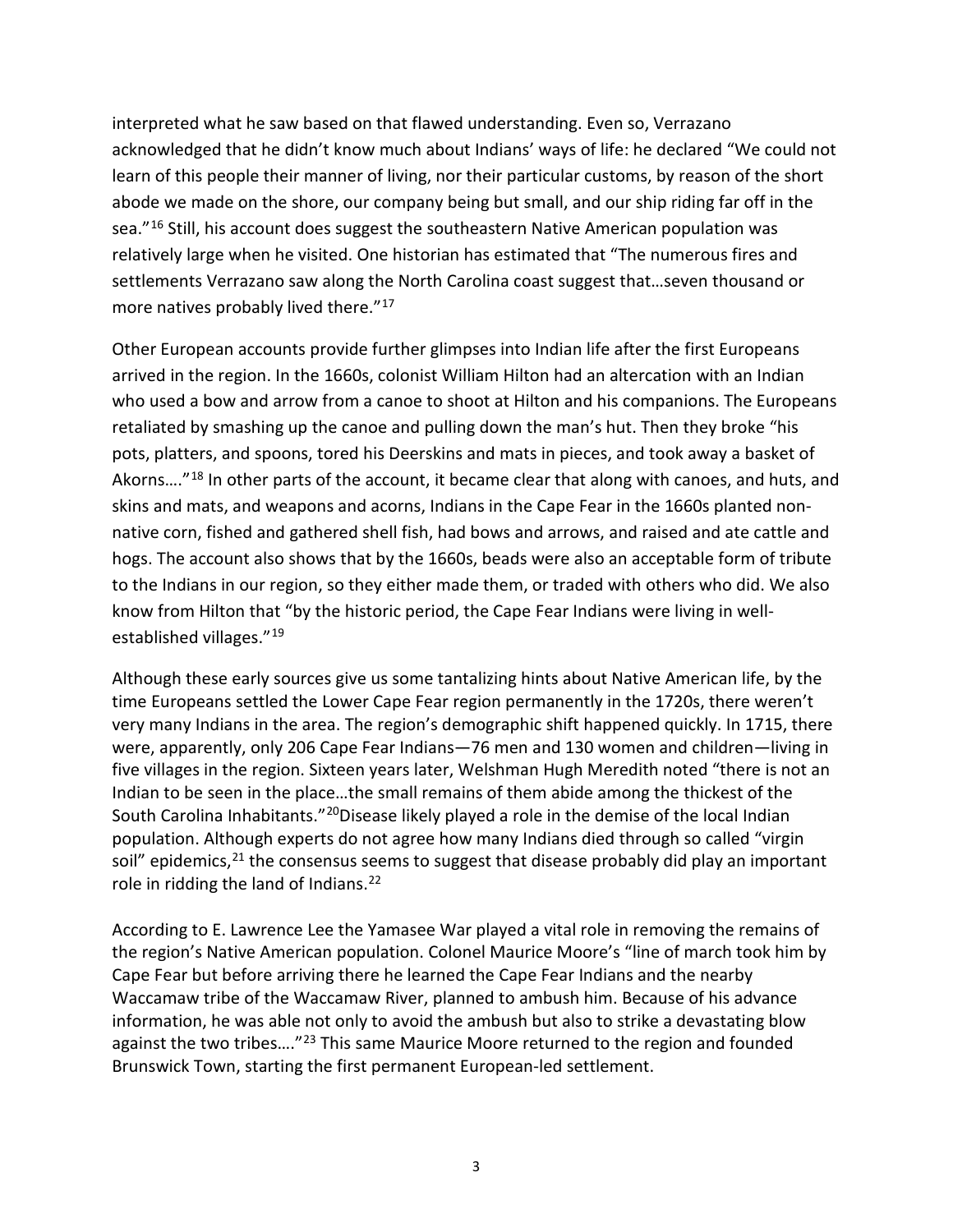interpreted what he saw based on that flawed understanding. Even so, Verrazano acknowledged that he didn't know much about Indians' ways of life: he declared "We could not learn of this people their manner of living, nor their particular customs, by reason of the short abode we made on the shore, our company being but small, and our ship riding far off in the sea."[16] Still, his account does suggest the southeastern Native American population was relatively large when he visited. One historian has estimated that "The numerous fires and settlements Verrazano saw along the North Carolina coast suggest that…seven thousand or more natives probably lived there."[17]

Other European accounts provide further glimpses into Indian life after the first Europeans arrived in the region. In the 1660s, colonist William Hilton had an altercation with an Indian who used a bow and arrow from a canoe to shoot at Hilton and his companions. The Europeans retaliated by smashing up the canoe and pulling down the man's hut. Then they broke "his pots, platters, and spoons, tored his Deerskins and mats in pieces, and took away a basket of Akorns…."[18] In other parts of the account, it became clear that along with canoes, and huts, and skins and mats, and weapons and acorns, Indians in the Cape Fear in the 1660s planted non-native corn, fished and gathered shell fish, had bows and arrows, and raised and ate cattle and hogs. The account also shows that by the 1660s, beads were also an acceptable form of tribute to the Indians in our region, so they either made them, or traded with others who did. We also know from Hilton that "by the historic period, the Cape Fear Indians were living in well-established villages."[19]

Although these early sources give us some tantalizing hints about Native American life, by the time Europeans settled the Lower Cape Fear region permanently in the 1720s, there weren't very many Indians in the area. The region's demographic shift happened quickly. In 1715, there were, apparently, only 206 Cape Fear Indians—76 men and 130 women and children—living in five villages in the region. Sixteen years later, Welshman Hugh Meredith noted "there is not an Indian to be seen in the place…the small remains of them abide among the thickest of the South Carolina Inhabitants."[20]Disease likely played a role in the demise of the local Indian population. Although experts do not agree how many Indians died through so called "virgin soil" epidemics,[21] the consensus seems to suggest that disease probably did play an important role in ridding the land of Indians.[22]

According to E. Lawrence Lee the Yamasee War played a vital role in removing the remains of the region's Native American population. Colonel Maurice Moore's "line of march took him by Cape Fear but before arriving there he learned the Cape Fear Indians and the nearby Waccamaw tribe of the Waccamaw River, planned to ambush him. Because of his advance information, he was able not only to avoid the ambush but also to strike a devastating blow against the two tribes…."[23] This same Maurice Moore returned to the region and founded Brunswick Town, starting the first permanent European-led settlement.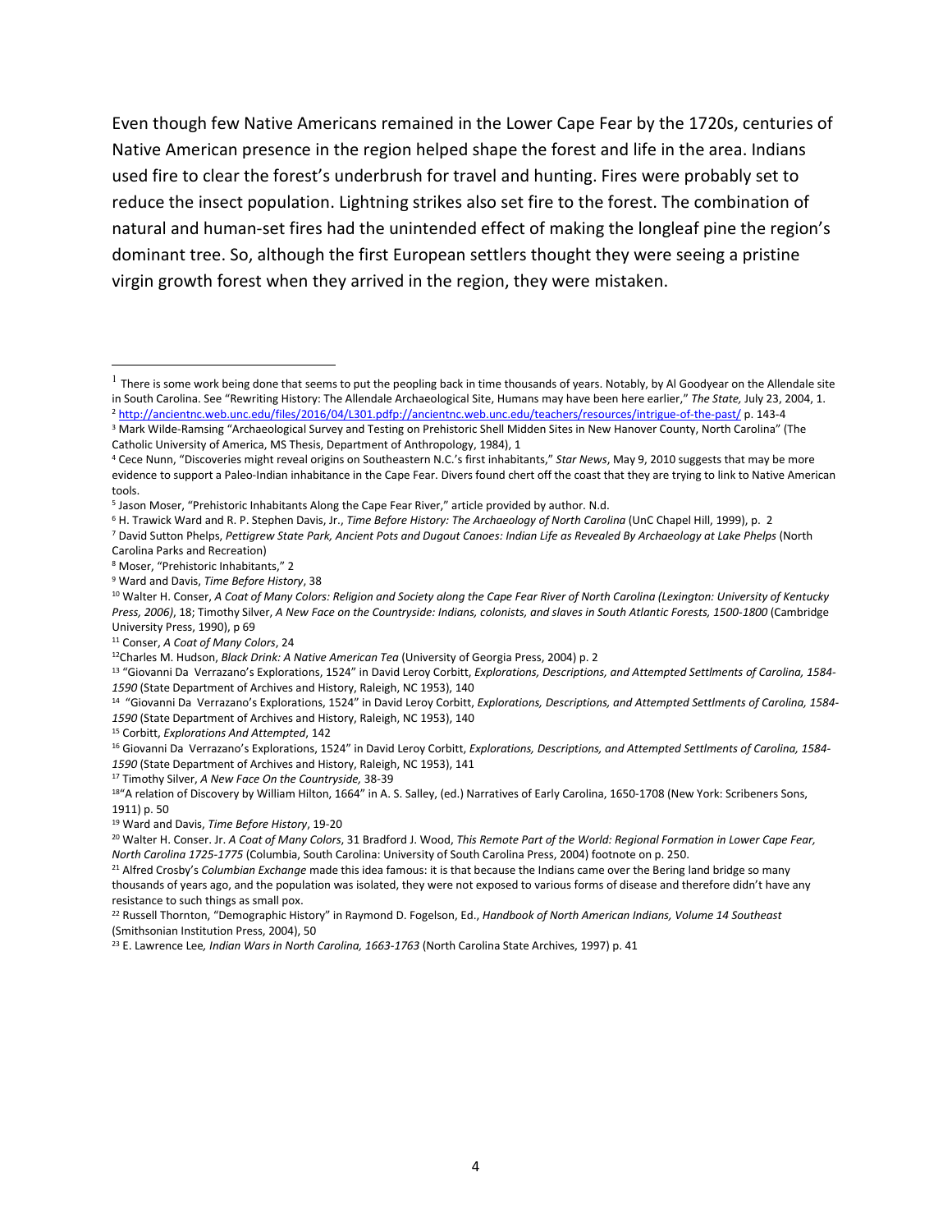Even though few Native Americans remained in the Lower Cape Fear by the 1720s, centuries of Native American presence in the region helped shape the forest and life in the area. Indians used fire to clear the forest's underbrush for travel and hunting. Fires were probably set to reduce the insect population. Lightning strikes also set fire to the forest. The combination of natural and human-set fires had the unintended effect of making the longleaf pine the region's dominant tree. So, although the first European settlers thought they were seeing a pristine virgin growth forest when they arrived in the region, they were mistaken.

---

[1] There is some work being done that seems to put the peopling back in time thousands of years. Notably, by Al Goodyear on the Allendale site in South Carolina. See "Rewriting History: The Allendale Archaeological Site, Humans may have been here earlier," *The State,* July 23, 2004, 1.

[2] http://ancientnc.web.unc.edu/files/2016/04/L301.pdfp://ancientnc.web.unc.edu/teachers/resources/intrigue-of-the-past/ p. 143-4

[3] Mark Wilde-Ramsing "Archaeological Survey and Testing on Prehistoric Shell Midden Sites in New Hanover County, North Carolina" (The Catholic University of America, MS Thesis, Department of Anthropology, 1984), 1

[4] Cece Nunn, "Discoveries might reveal origins on Southeastern N.C.'s first inhabitants," *Star News*, May 9, 2010 suggests that may be more evidence to support a Paleo-Indian inhabitance in the Cape Fear. Divers found chert off the coast that they are trying to link to Native American tools.

[5] Jason Moser, "Prehistoric Inhabitants Along the Cape Fear River," article provided by author. N.d.

[6] H. Trawick Ward and R. P. Stephen Davis, Jr., *Time Before History: The Archaeology of North Carolina* (UnC Chapel Hill, 1999), p. 2

[7] David Sutton Phelps, *Pettigrew State Park, Ancient Pots and Dugout Canoes: Indian Life as Revealed By Archaeology at Lake Phelps* (North Carolina Parks and Recreation)

[8] Moser, "Prehistoric Inhabitants," 2

[9] Ward and Davis, *Time Before History*, 38

[10] Walter H. Conser, *A Coat of Many Colors: Religion and Society along the Cape Fear River of North Carolina (Lexington: University of Kentucky Press, 2006)*, 18; Timothy Silver, *A New Face on the Countryside: Indians, colonists, and slaves in South Atlantic Forests, 1500-1800* (Cambridge University Press, 1990), p 69

[11] Conser, *A Coat of Many Colors*, 24

[12] Charles M. Hudson, *Black Drink: A Native American Tea* (University of Georgia Press, 2004) p. 2

[13] "Giovanni Da Verrazano's Explorations, 1524" in David Leroy Corbitt, *Explorations, Descriptions, and Attempted Settlments of Carolina, 1584-1590* (State Department of Archives and History, Raleigh, NC 1953), 140

[14] "Giovanni Da Verrazano's Explorations, 1524" in David Leroy Corbitt, *Explorations, Descriptions, and Attempted Settlments of Carolina, 1584-1590* (State Department of Archives and History, Raleigh, NC 1953), 140

[15] Corbitt, *Explorations And Attempted*, 142

[16] Giovanni Da Verrazano's Explorations, 1524" in David Leroy Corbitt, *Explorations, Descriptions, and Attempted Settlments of Carolina, 1584-1590* (State Department of Archives and History, Raleigh, NC 1953), 141

[17] Timothy Silver, *A New Face On the Countryside,* 38-39

[18] "A relation of Discovery by William Hilton, 1664" in A. S. Salley, (ed.) Narratives of Early Carolina, 1650-1708 (New York: Scribeners Sons, 1911) p. 50

[19] Ward and Davis, *Time Before History*, 19-20

[20] Walter H. Conser. Jr. *A Coat of Many Colors*, 31 Bradford J. Wood, *This Remote Part of the World: Regional Formation in Lower Cape Fear, North Carolina 1725-1775* (Columbia, South Carolina: University of South Carolina Press, 2004) footnote on p. 250.

[21] Alfred Crosby's *Columbian Exchange* made this idea famous: it is that because the Indians came over the Bering land bridge so many thousands of years ago, and the population was isolated, they were not exposed to various forms of disease and therefore didn't have any resistance to such things as small pox.

[22] Russell Thornton, "Demographic History" in Raymond D. Fogelson, Ed., *Handbook of North American Indians, Volume 14 Southeast* (Smithsonian Institution Press, 2004), 50

[23] E. Lawrence Lee*, Indian Wars in North Carolina, 1663-1763* (North Carolina State Archives, 1997) p. 41